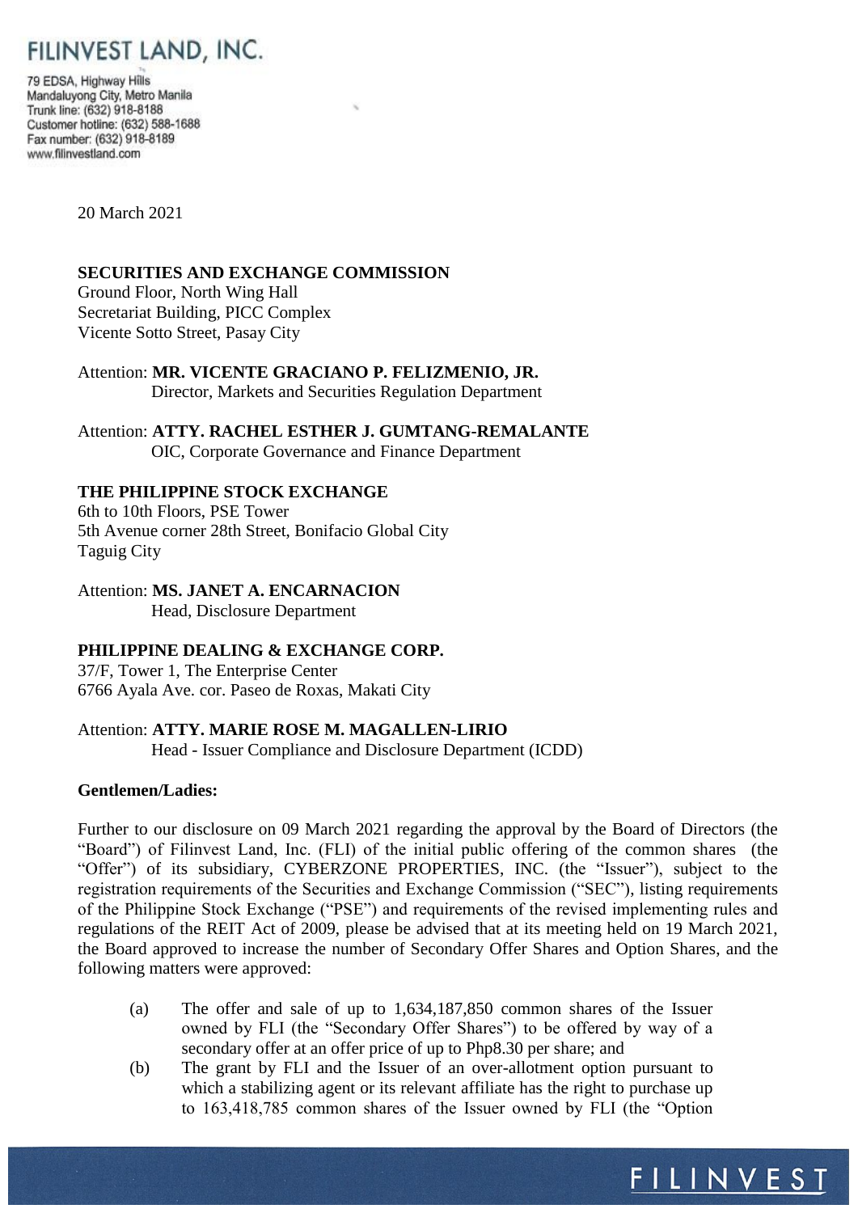# FILINVEST LAND, INC.

79 EDSA, Highway Hills
Mandaluyong City, Metro Manila
Trunk line: (632) 918-8188
Customer hotline: (632) 588-1688
Fax number: (632) 918-8189
www.filinvestland.com

20 March 2021

**SECURITIES AND EXCHANGE COMMISSION**
Ground Floor, North Wing Hall
Secretariat Building, PICC Complex
Vicente Sotto Street, Pasay City

Attention: **MR. VICENTE GRACIANO P. FELIZMENIO, JR.**
Director, Markets and Securities Regulation Department

Attention: **ATTY. RACHEL ESTHER J. GUMTANG-REMALANTE**
OIC, Corporate Governance and Finance Department

**THE PHILIPPINE STOCK EXCHANGE**
6th to 10th Floors, PSE Tower
5th Avenue corner 28th Street, Bonifacio Global City
Taguig City

Attention: **MS. JANET A. ENCARNACION**
Head, Disclosure Department

**PHILIPPINE DEALING & EXCHANGE CORP.**
37/F, Tower 1, The Enterprise Center
6766 Ayala Ave. cor. Paseo de Roxas, Makati City

Attention: **ATTY. MARIE ROSE M. MAGALLEN-LIRIO**
Head - Issuer Compliance and Disclosure Department (ICDD)

**Gentlemen/Ladies:**

Further to our disclosure on 09 March 2021 regarding the approval by the Board of Directors (the "Board") of Filinvest Land, Inc. (FLI) of the initial public offering of the common shares (the "Offer") of its subsidiary, CYBERZONE PROPERTIES, INC. (the "Issuer"), subject to the registration requirements of the Securities and Exchange Commission ("SEC"), listing requirements of the Philippine Stock Exchange ("PSE") and requirements of the revised implementing rules and regulations of the REIT Act of 2009, please be advised that at its meeting held on 19 March 2021, the Board approved to increase the number of Secondary Offer Shares and Option Shares, and the following matters were approved:

(a) The offer and sale of up to 1,634,187,850 common shares of the Issuer owned by FLI (the "Secondary Offer Shares") to be offered by way of a secondary offer at an offer price of up to Php8.30 per share; and

(b) The grant by FLI and the Issuer of an over-allotment option pursuant to which a stabilizing agent or its relevant affiliate has the right to purchase up to 163,418,785 common shares of the Issuer owned by FLI (the "Option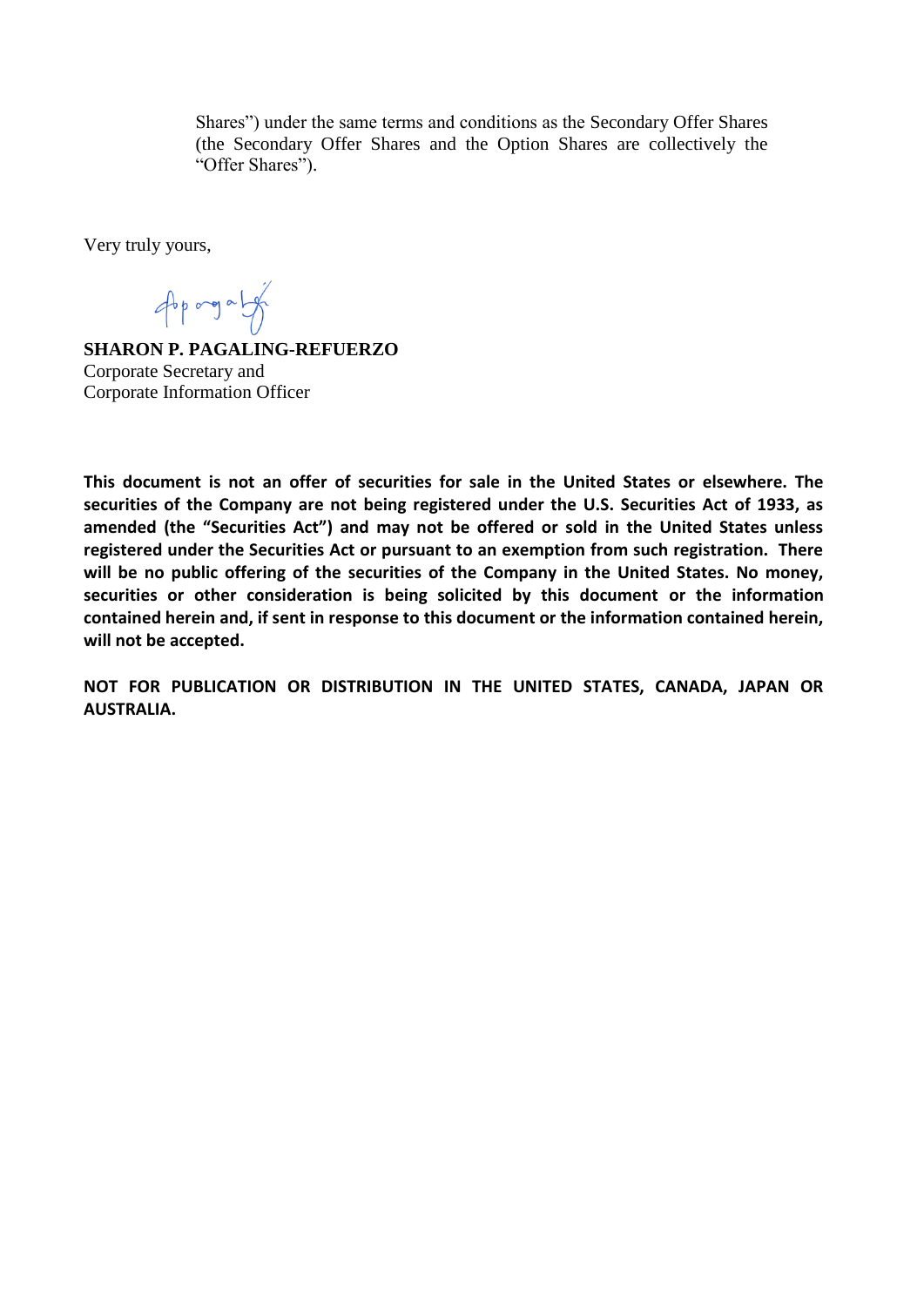Shares") under the same terms and conditions as the Secondary Offer Shares (the Secondary Offer Shares and the Option Shares are collectively the "Offer Shares").

Very truly yours,

**SHARON P. PAGALING-REFUERZO**
Corporate Secretary and
Corporate Information Officer

**This document is not an offer of securities for sale in the United States or elsewhere. The securities of the Company are not being registered under the U.S. Securities Act of 1933, as amended (the "Securities Act") and may not be offered or sold in the United States unless registered under the Securities Act or pursuant to an exemption from such registration. There will be no public offering of the securities of the Company in the United States. No money, securities or other consideration is being solicited by this document or the information contained herein and, if sent in response to this document or the information contained herein, will not be accepted.**

**NOT FOR PUBLICATION OR DISTRIBUTION IN THE UNITED STATES, CANADA, JAPAN OR AUSTRALIA.**